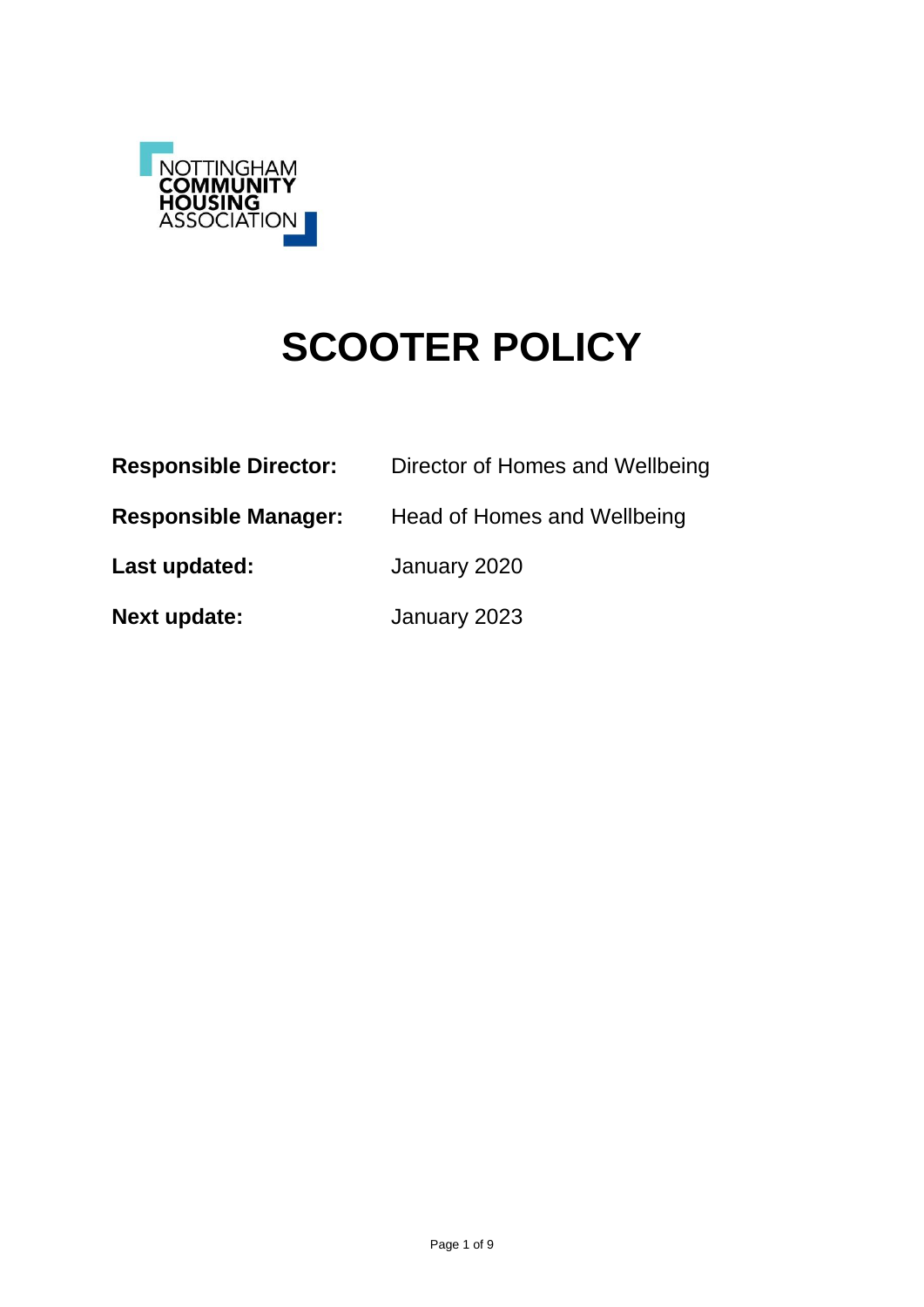NOTTINGHAM
**COMMUNITY**
**HOUSING**
ASSOCIATION

# SCOOTER POLICY

| | |
|---|---|
| **Responsible Director:** | Director of Homes and Wellbeing |
| **Responsible Manager:** | Head of Homes and Wellbeing |
| **Last updated:** | January 2020 |
| **Next update:** | January 2023 |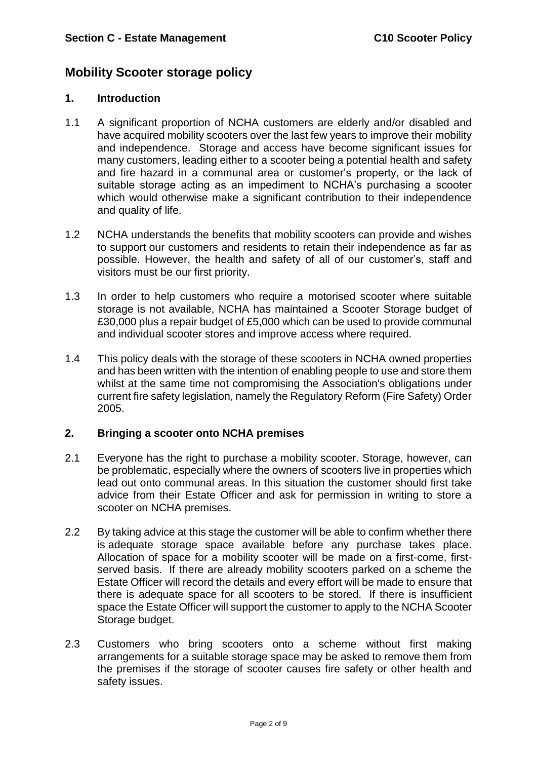# Mobility Scooter storage policy

## 1. Introduction

1.1 A significant proportion of NCHA customers are elderly and/or disabled and have acquired mobility scooters over the last few years to improve their mobility and independence. Storage and access have become significant issues for many customers, leading either to a scooter being a potential health and safety and fire hazard in a communal area or customer's property, or the lack of suitable storage acting as an impediment to NCHA's purchasing a scooter which would otherwise make a significant contribution to their independence and quality of life.

1.2 NCHA understands the benefits that mobility scooters can provide and wishes to support our customers and residents to retain their independence as far as possible. However, the health and safety of all of our customer's, staff and visitors must be our first priority.

1.3 In order to help customers who require a motorised scooter where suitable storage is not available, NCHA has maintained a Scooter Storage budget of £30,000 plus a repair budget of £5,000 which can be used to provide communal and individual scooter stores and improve access where required.

1.4 This policy deals with the storage of these scooters in NCHA owned properties and has been written with the intention of enabling people to use and store them whilst at the same time not compromising the Association's obligations under current fire safety legislation, namely the Regulatory Reform (Fire Safety) Order 2005.

## 2. Bringing a scooter onto NCHA premises

2.1 Everyone has the right to purchase a mobility scooter. Storage, however, can be problematic, especially where the owners of scooters live in properties which lead out onto communal areas. In this situation the customer should first take advice from their Estate Officer and ask for permission in writing to store a scooter on NCHA premises.

2.2 By taking advice at this stage the customer will be able to confirm whether there is adequate storage space available before any purchase takes place. Allocation of space for a mobility scooter will be made on a first-come, first-served basis. If there are already mobility scooters parked on a scheme the Estate Officer will record the details and every effort will be made to ensure that there is adequate space for all scooters to be stored. If there is insufficient space the Estate Officer will support the customer to apply to the NCHA Scooter Storage budget.

2.3 Customers who bring scooters onto a scheme without first making arrangements for a suitable storage space may be asked to remove them from the premises if the storage of scooter causes fire safety or other health and safety issues.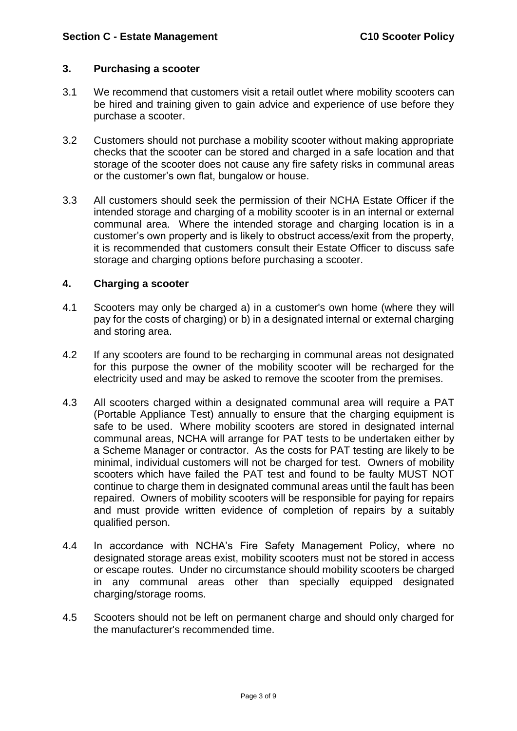## 3. Purchasing a scooter

3.1 We recommend that customers visit a retail outlet where mobility scooters can be hired and training given to gain advice and experience of use before they purchase a scooter.

3.2 Customers should not purchase a mobility scooter without making appropriate checks that the scooter can be stored and charged in a safe location and that storage of the scooter does not cause any fire safety risks in communal areas or the customer's own flat, bungalow or house.

3.3 All customers should seek the permission of their NCHA Estate Officer if the intended storage and charging of a mobility scooter is in an internal or external communal area. Where the intended storage and charging location is in a customer's own property and is likely to obstruct access/exit from the property, it is recommended that customers consult their Estate Officer to discuss safe storage and charging options before purchasing a scooter.

## 4. Charging a scooter

4.1 Scooters may only be charged a) in a customer's own home (where they will pay for the costs of charging) or b) in a designated internal or external charging and storing area.

4.2 If any scooters are found to be recharging in communal areas not designated for this purpose the owner of the mobility scooter will be recharged for the electricity used and may be asked to remove the scooter from the premises.

4.3 All scooters charged within a designated communal area will require a PAT (Portable Appliance Test) annually to ensure that the charging equipment is safe to be used. Where mobility scooters are stored in designated internal communal areas, NCHA will arrange for PAT tests to be undertaken either by a Scheme Manager or contractor. As the costs for PAT testing are likely to be minimal, individual customers will not be charged for test. Owners of mobility scooters which have failed the PAT test and found to be faulty MUST NOT continue to charge them in designated communal areas until the fault has been repaired. Owners of mobility scooters will be responsible for paying for repairs and must provide written evidence of completion of repairs by a suitably qualified person.

4.4 In accordance with NCHA's Fire Safety Management Policy, where no designated storage areas exist, mobility scooters must not be stored in access or escape routes. Under no circumstance should mobility scooters be charged in any communal areas other than specially equipped designated charging/storage rooms.

4.5 Scooters should not be left on permanent charge and should only charged for the manufacturer's recommended time.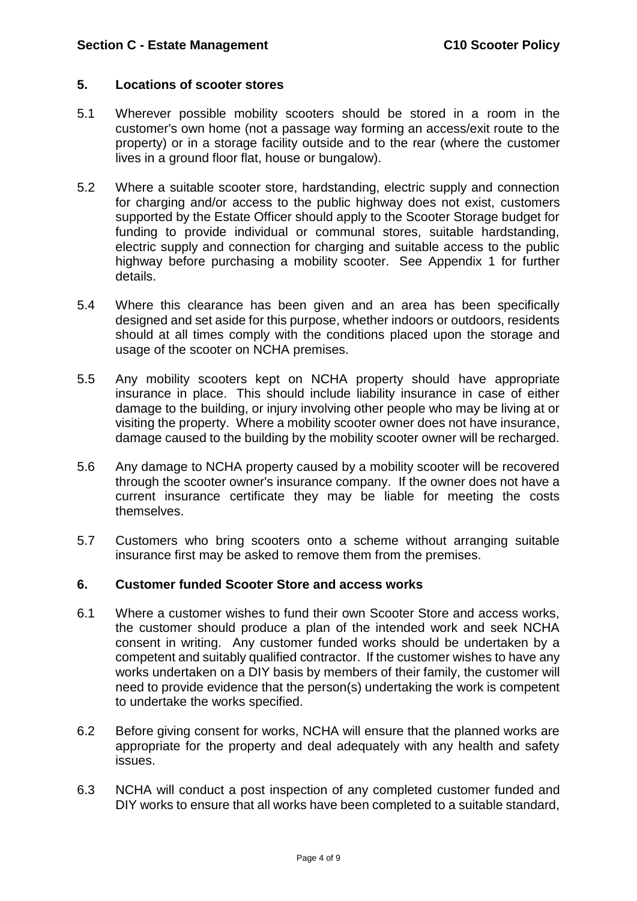## 5. Locations of scooter stores

5.1 Wherever possible mobility scooters should be stored in a room in the customer's own home (not a passage way forming an access/exit route to the property) or in a storage facility outside and to the rear (where the customer lives in a ground floor flat, house or bungalow).

5.2 Where a suitable scooter store, hardstanding, electric supply and connection for charging and/or access to the public highway does not exist, customers supported by the Estate Officer should apply to the Scooter Storage budget for funding to provide individual or communal stores, suitable hardstanding, electric supply and connection for charging and suitable access to the public highway before purchasing a mobility scooter. See Appendix 1 for further details.

5.4 Where this clearance has been given and an area has been specifically designed and set aside for this purpose, whether indoors or outdoors, residents should at all times comply with the conditions placed upon the storage and usage of the scooter on NCHA premises.

5.5 Any mobility scooters kept on NCHA property should have appropriate insurance in place. This should include liability insurance in case of either damage to the building, or injury involving other people who may be living at or visiting the property. Where a mobility scooter owner does not have insurance, damage caused to the building by the mobility scooter owner will be recharged.

5.6 Any damage to NCHA property caused by a mobility scooter will be recovered through the scooter owner's insurance company. If the owner does not have a current insurance certificate they may be liable for meeting the costs themselves.

5.7 Customers who bring scooters onto a scheme without arranging suitable insurance first may be asked to remove them from the premises.

## 6. Customer funded Scooter Store and access works

6.1 Where a customer wishes to fund their own Scooter Store and access works, the customer should produce a plan of the intended work and seek NCHA consent in writing. Any customer funded works should be undertaken by a competent and suitably qualified contractor. If the customer wishes to have any works undertaken on a DIY basis by members of their family, the customer will need to provide evidence that the person(s) undertaking the work is competent to undertake the works specified.

6.2 Before giving consent for works, NCHA will ensure that the planned works are appropriate for the property and deal adequately with any health and safety issues.

6.3 NCHA will conduct a post inspection of any completed customer funded and DIY works to ensure that all works have been completed to a suitable standard,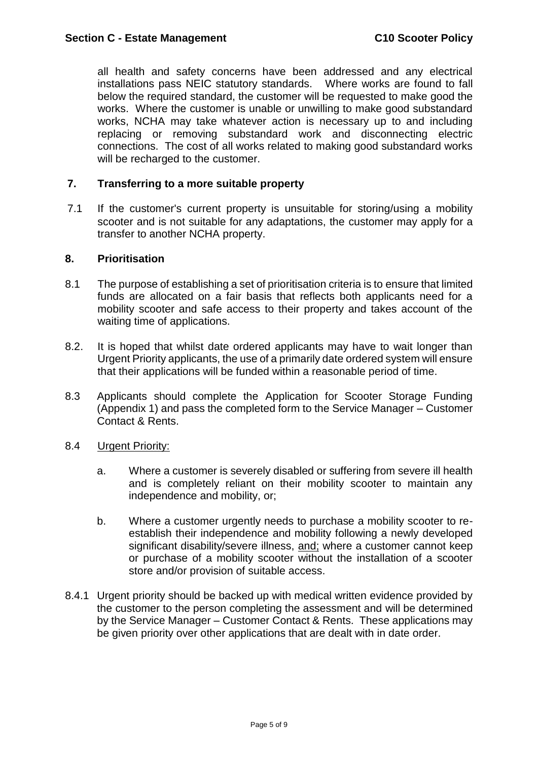all health and safety concerns have been addressed and any electrical installations pass NEIC statutory standards. Where works are found to fall below the required standard, the customer will be requested to make good the works. Where the customer is unable or unwilling to make good substandard works, NCHA may take whatever action is necessary up to and including replacing or removing substandard work and disconnecting electric connections. The cost of all works related to making good substandard works will be recharged to the customer.

## 7. Transferring to a more suitable property

7.1 If the customer's current property is unsuitable for storing/using a mobility scooter and is not suitable for any adaptations, the customer may apply for a transfer to another NCHA property.

## 8. Prioritisation

8.1 The purpose of establishing a set of prioritisation criteria is to ensure that limited funds are allocated on a fair basis that reflects both applicants need for a mobility scooter and safe access to their property and takes account of the waiting time of applications.

8.2. It is hoped that whilst date ordered applicants may have to wait longer than Urgent Priority applicants, the use of a primarily date ordered system will ensure that their applications will be funded within a reasonable period of time.

8.3 Applicants should complete the Application for Scooter Storage Funding (Appendix 1) and pass the completed form to the Service Manager – Customer Contact & Rents.

8.4 Urgent Priority:

a. Where a customer is severely disabled or suffering from severe ill health and is completely reliant on their mobility scooter to maintain any independence and mobility, or;

b. Where a customer urgently needs to purchase a mobility scooter to re-establish their independence and mobility following a newly developed significant disability/severe illness, and; where a customer cannot keep or purchase of a mobility scooter without the installation of a scooter store and/or provision of suitable access.

8.4.1 Urgent priority should be backed up with medical written evidence provided by the customer to the person completing the assessment and will be determined by the Service Manager – Customer Contact & Rents. These applications may be given priority over other applications that are dealt with in date order.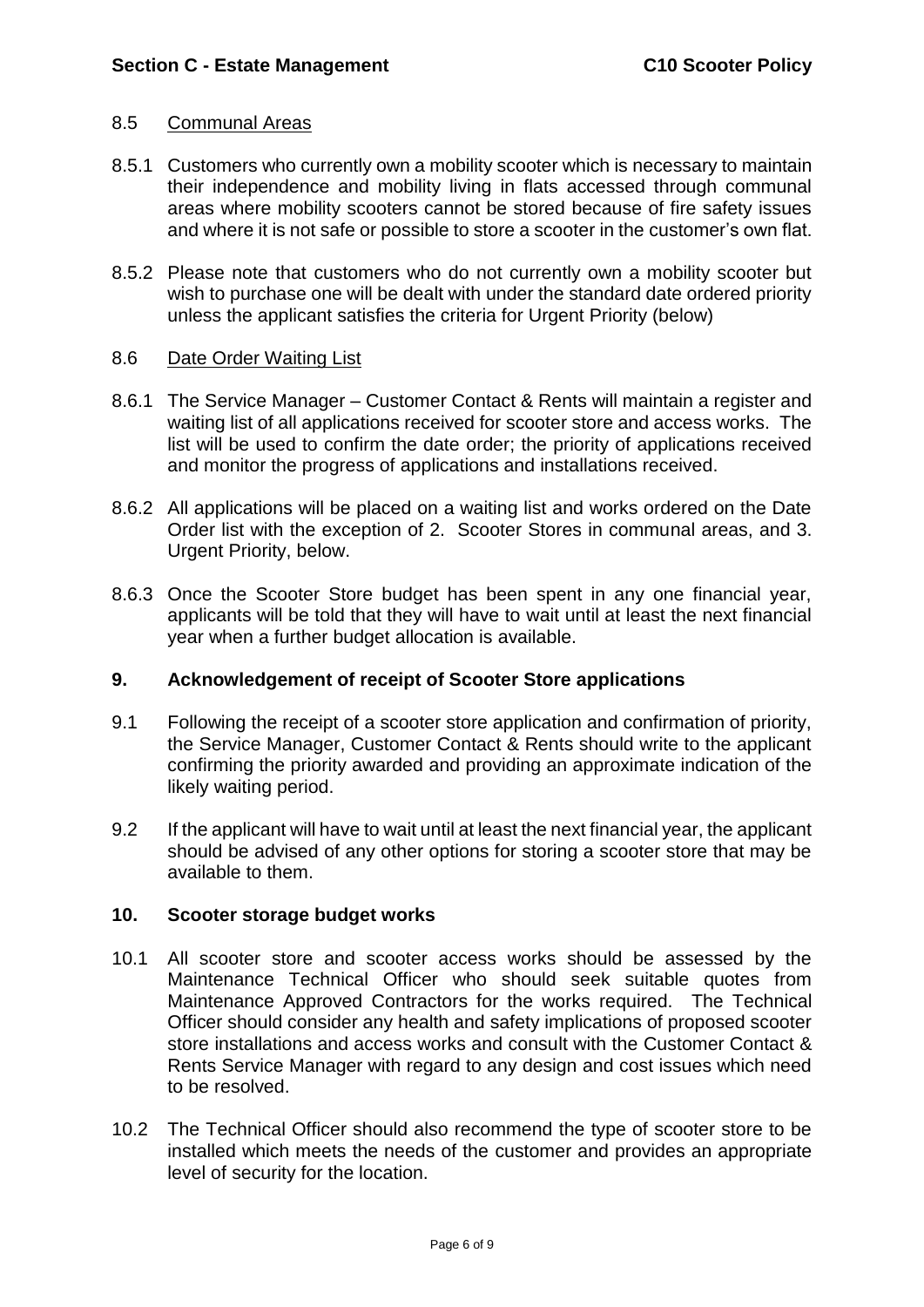8.5 Communal Areas

8.5.1 Customers who currently own a mobility scooter which is necessary to maintain their independence and mobility living in flats accessed through communal areas where mobility scooters cannot be stored because of fire safety issues and where it is not safe or possible to store a scooter in the customer's own flat.

8.5.2 Please note that customers who do not currently own a mobility scooter but wish to purchase one will be dealt with under the standard date ordered priority unless the applicant satisfies the criteria for Urgent Priority (below)

8.6 Date Order Waiting List

8.6.1 The Service Manager – Customer Contact & Rents will maintain a register and waiting list of all applications received for scooter store and access works. The list will be used to confirm the date order; the priority of applications received and monitor the progress of applications and installations received.

8.6.2 All applications will be placed on a waiting list and works ordered on the Date Order list with the exception of 2. Scooter Stores in communal areas, and 3. Urgent Priority, below.

8.6.3 Once the Scooter Store budget has been spent in any one financial year, applicants will be told that they will have to wait until at least the next financial year when a further budget allocation is available.

## 9. Acknowledgement of receipt of Scooter Store applications

9.1 Following the receipt of a scooter store application and confirmation of priority, the Service Manager, Customer Contact & Rents should write to the applicant confirming the priority awarded and providing an approximate indication of the likely waiting period.

9.2 If the applicant will have to wait until at least the next financial year, the applicant should be advised of any other options for storing a scooter store that may be available to them.

## 10. Scooter storage budget works

10.1 All scooter store and scooter access works should be assessed by the Maintenance Technical Officer who should seek suitable quotes from Maintenance Approved Contractors for the works required. The Technical Officer should consider any health and safety implications of proposed scooter store installations and access works and consult with the Customer Contact & Rents Service Manager with regard to any design and cost issues which need to be resolved.

10.2 The Technical Officer should also recommend the type of scooter store to be installed which meets the needs of the customer and provides an appropriate level of security for the location.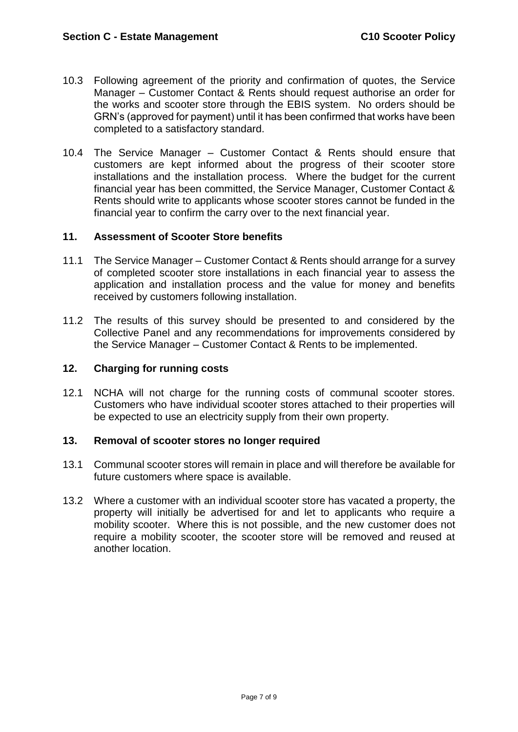10.3 Following agreement of the priority and confirmation of quotes, the Service Manager – Customer Contact & Rents should request authorise an order for the works and scooter store through the EBIS system. No orders should be GRN's (approved for payment) until it has been confirmed that works have been completed to a satisfactory standard.

10.4 The Service Manager – Customer Contact & Rents should ensure that customers are kept informed about the progress of their scooter store installations and the installation process. Where the budget for the current financial year has been committed, the Service Manager, Customer Contact & Rents should write to applicants whose scooter stores cannot be funded in the financial year to confirm the carry over to the next financial year.

## 11. Assessment of Scooter Store benefits

11.1 The Service Manager – Customer Contact & Rents should arrange for a survey of completed scooter store installations in each financial year to assess the application and installation process and the value for money and benefits received by customers following installation.

11.2 The results of this survey should be presented to and considered by the Collective Panel and any recommendations for improvements considered by the Service Manager – Customer Contact & Rents to be implemented.

## 12. Charging for running costs

12.1 NCHA will not charge for the running costs of communal scooter stores. Customers who have individual scooter stores attached to their properties will be expected to use an electricity supply from their own property.

## 13. Removal of scooter stores no longer required

13.1 Communal scooter stores will remain in place and will therefore be available for future customers where space is available.

13.2 Where a customer with an individual scooter store has vacated a property, the property will initially be advertised for and let to applicants who require a mobility scooter. Where this is not possible, and the new customer does not require a mobility scooter, the scooter store will be removed and reused at another location.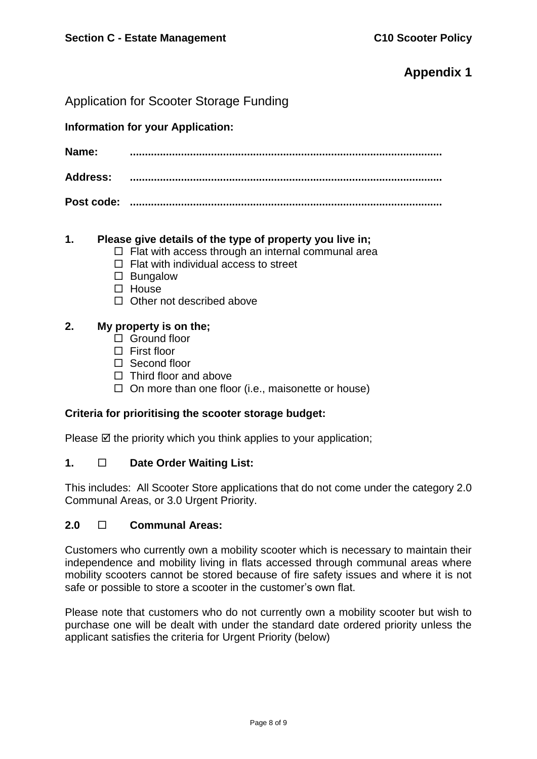## Appendix 1

### Application for Scooter Storage Funding

**Information for your Application:**

**Name:** .......................................................................................................

**Address:** .......................................................................................................

**Post code:** .......................................................................................................

**1. Please give details of the type of property you live in;**

- ☐ Flat with access through an internal communal area
- ☐ Flat with individual access to street
- ☐ Bungalow
- ☐ House
- ☐ Other not described above

**2. My property is on the;**

- ☐ Ground floor
- ☐ First floor
- ☐ Second floor
- ☐ Third floor and above
- ☐ On more than one floor (i.e., maisonette or house)

**Criteria for prioritising the scooter storage budget:**

Please ☑ the priority which you think applies to your application;

**1. ☐ Date Order Waiting List:**

This includes: All Scooter Store applications that do not come under the category 2.0 Communal Areas, or 3.0 Urgent Priority.

**2.0 ☐ Communal Areas:**

Customers who currently own a mobility scooter which is necessary to maintain their independence and mobility living in flats accessed through communal areas where mobility scooters cannot be stored because of fire safety issues and where it is not safe or possible to store a scooter in the customer's own flat.

Please note that customers who do not currently own a mobility scooter but wish to purchase one will be dealt with under the standard date ordered priority unless the applicant satisfies the criteria for Urgent Priority (below)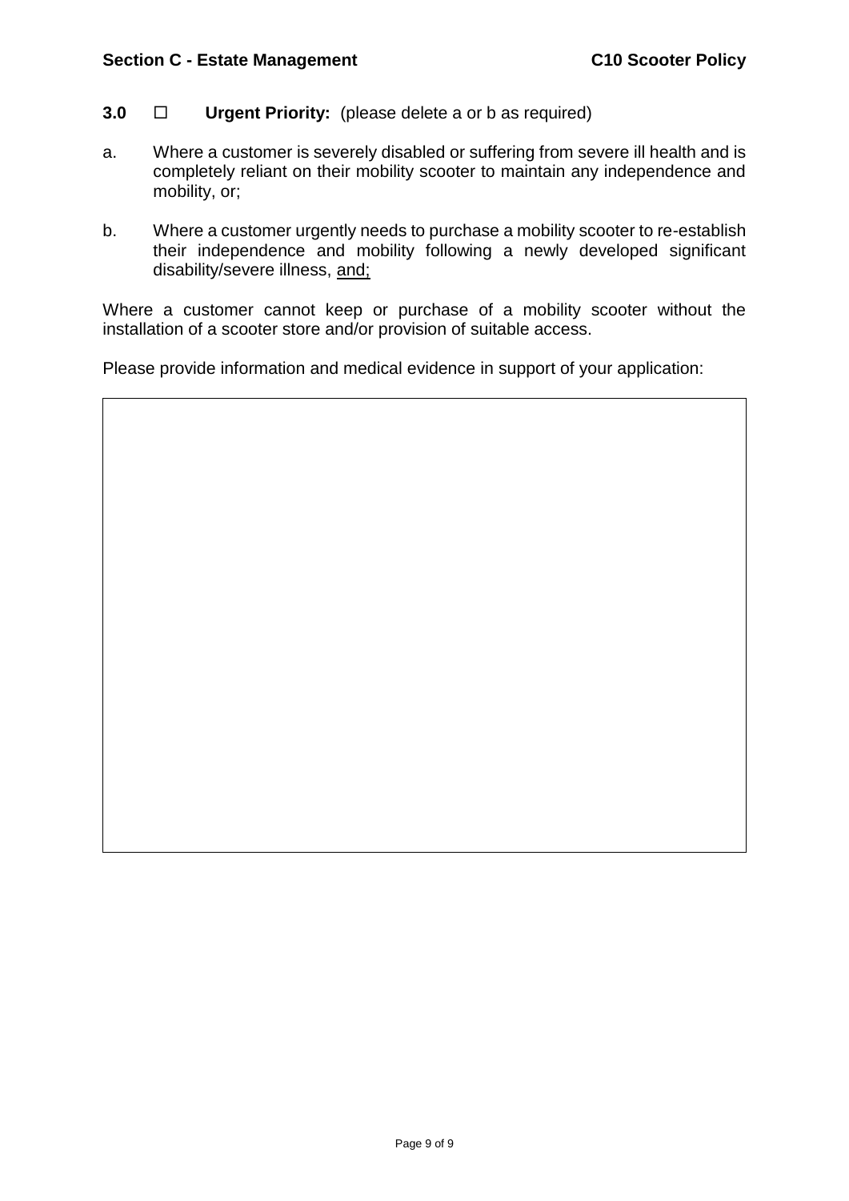**3.0** ☐ **Urgent Priority:** (please delete a or b as required)

a. Where a customer is severely disabled or suffering from severe ill health and is completely reliant on their mobility scooter to maintain any independence and mobility, or;

b. Where a customer urgently needs to purchase a mobility scooter to re-establish their independence and mobility following a newly developed significant disability/severe illness, <u>and;</u>

Where a customer cannot keep or purchase of a mobility scooter without the installation of a scooter store and/or provision of suitable access.

Please provide information and medical evidence in support of your application:

| |
|---|
| |